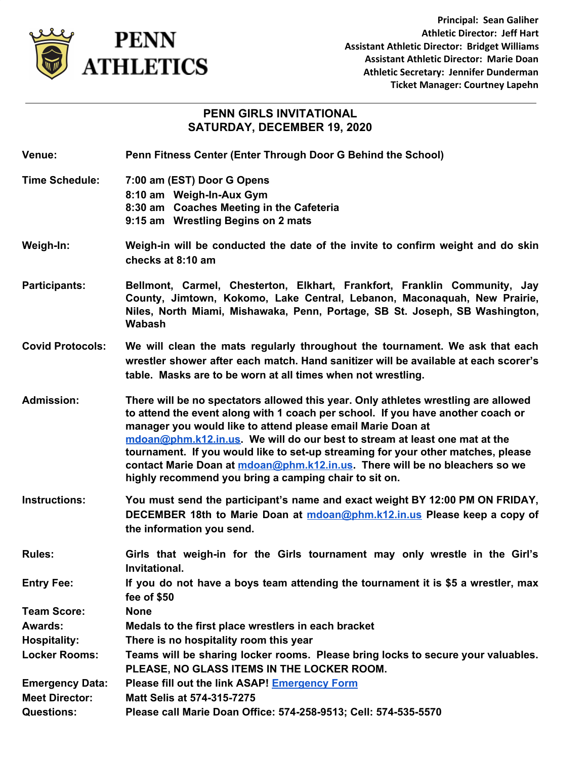**PENN ATHLETICS**

**Principal: Sean Galiher**
**Athletic Director: Jeff Hart**
**Assistant Athletic Director: Bridget Williams**
**Assistant Athletic Director: Marie Doan**
**Athletic Secretary: Jennifer Dunderman**
**Ticket Manager: Courtney Lapehn**

---

# PENN GIRLS INVITATIONAL
## SATURDAY, DECEMBER 19, 2020

**Venue:** Penn Fitness Center (Enter Through Door G Behind the School)

**Time Schedule:**
7:00 am (EST) Door G Opens
8:10 am Weigh-In-Aux Gym
8:30 am Coaches Meeting in the Cafeteria
9:15 am Wrestling Begins on 2 mats

**Weigh-In:** Weigh-in will be conducted the date of the invite to confirm weight and do skin checks at 8:10 am

**Participants:** Bellmont, Carmel, Chesterton, Elkhart, Frankfort, Franklin Community, Jay County, Jimtown, Kokomo, Lake Central, Lebanon, Maconaquah, New Prairie, Niles, North Miami, Mishawaka, Penn, Portage, SB St. Joseph, SB Washington, Wabash

**Covid Protocols:** We will clean the mats regularly throughout the tournament. We ask that each wrestler shower after each match. Hand sanitizer will be available at each scorer's table. Masks are to be worn at all times when not wrestling.

**Admission:** There will be no spectators allowed this year. Only athletes wrestling are allowed to attend the event along with 1 coach per school. If you have another coach or manager you would like to attend please email Marie Doan at mdoan@phm.k12.in.us. We will do our best to stream at least one mat at the tournament. If you would like to set-up streaming for your other matches, please contact Marie Doan at mdoan@phm.k12.in.us. There will be no bleachers so we highly recommend you bring a camping chair to sit on.

**Instructions:** You must send the participant's name and exact weight BY 12:00 PM ON FRIDAY, DECEMBER 18th to Marie Doan at mdoan@phm.k12.in.us Please keep a copy of the information you send.

**Rules:** Girls that weigh-in for the Girls tournament may only wrestle in the Girl's Invitational.

**Entry Fee:** If you do not have a boys team attending the tournament it is $5 a wrestler, max fee of $50

**Team Score:** None

**Awards:** Medals to the first place wrestlers in each bracket

**Hospitality:** There is no hospitality room this year

**Locker Rooms:** Teams will be sharing locker rooms. Please bring locks to secure your valuables. PLEASE, NO GLASS ITEMS IN THE LOCKER ROOM.

**Emergency Data:** Please fill out the link ASAP! Emergency Form

**Meet Director:** Matt Selis at 574-315-7275

**Questions:** Please call Marie Doan Office: 574-258-9513; Cell: 574-535-5570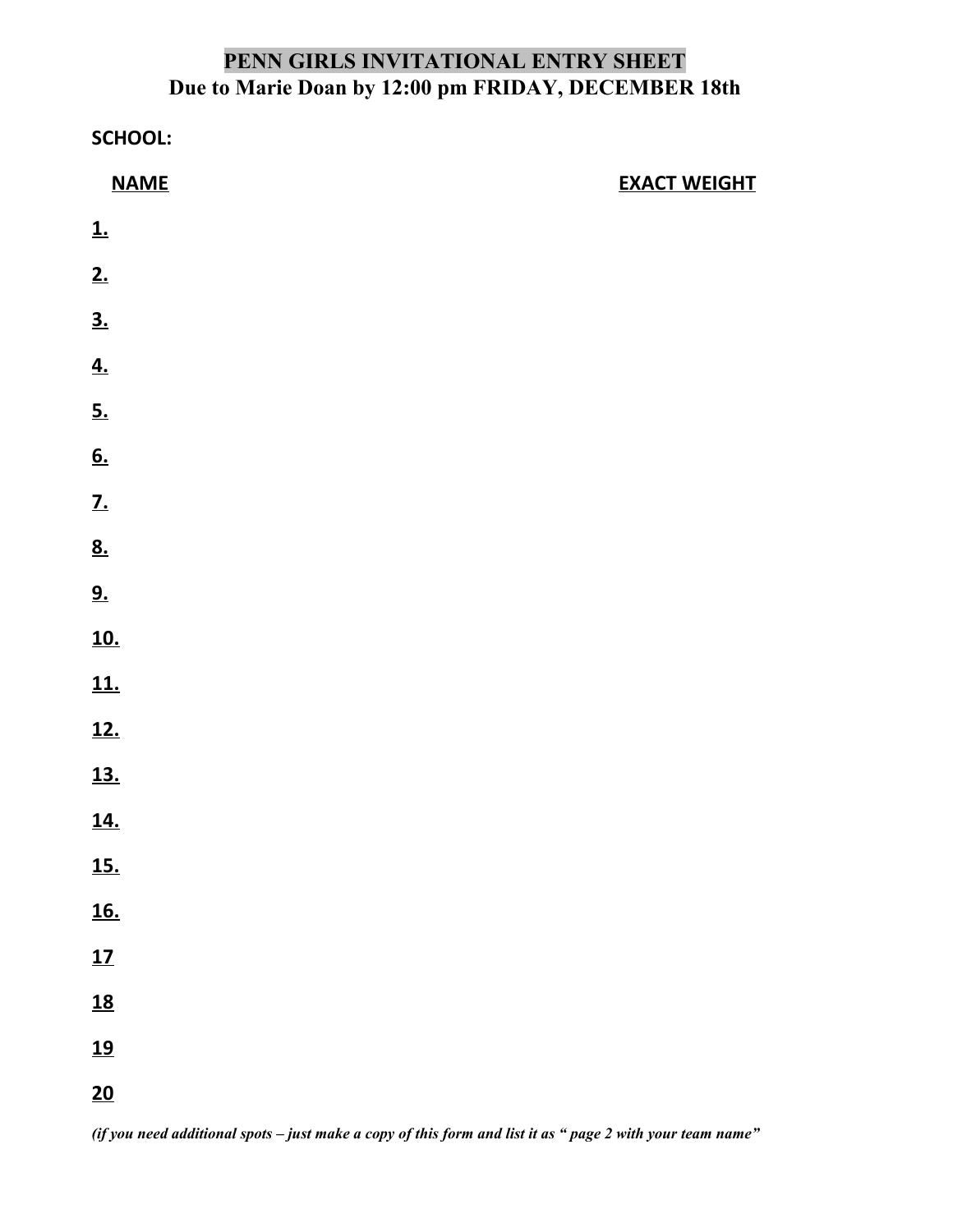# PENN GIRLS INVITATIONAL ENTRY SHEET

**Due to Marie Doan by 12:00 pm FRIDAY, DECEMBER 18th**

**SCHOOL:**

| **NAME** | **EXACT WEIGHT** |
| --- | --- |
| **1.** | |
| **2.** | |
| **3.** | |
| **4.** | |
| **5.** | |
| **6.** | |
| **7.** | |
| **8.** | |
| **9.** | |
| **10.** | |
| **11.** | |
| **12.** | |
| **13.** | |
| **14.** | |
| **15.** | |
| **16.** | |
| **17** | |
| **18** | |
| **19** | |
| **20** | |

***(if you need additional spots – just make a copy of this form and list it as " page 2 with your team name"***